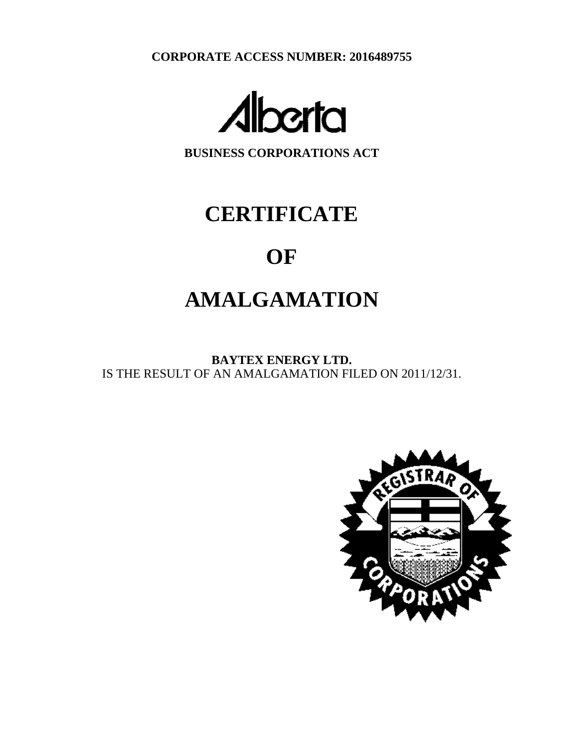**CORPORATE ACCESS NUMBER: 2016489755**

Alberta

**BUSINESS CORPORATIONS ACT**

# CERTIFICATE

# OF

# AMALGAMATION

**BAYTEX ENERGY LTD.**
IS THE RESULT OF AN AMALGAMATION FILED ON 2011/12/31.

REGISTRAR OF CORPORATIONS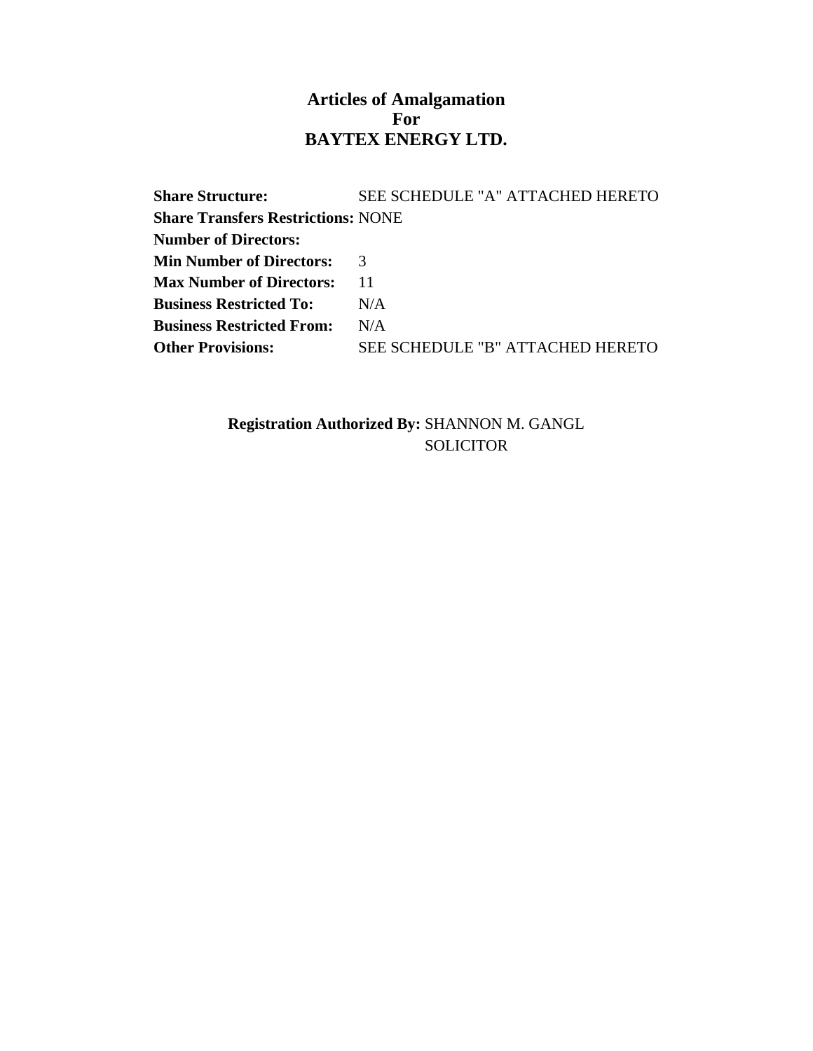# Articles of Amalgamation
# For
# BAYTEX ENERGY LTD.

**Share Structure:** SEE SCHEDULE "A" ATTACHED HERETO
**Share Transfers Restrictions:** NONE
**Number of Directors:**
**Min Number of Directors:** 3
**Max Number of Directors:** 11
**Business Restricted To:** N/A
**Business Restricted From:** N/A
**Other Provisions:** SEE SCHEDULE "B" ATTACHED HERETO

**Registration Authorized By:** SHANNON M. GANGL
SOLICITOR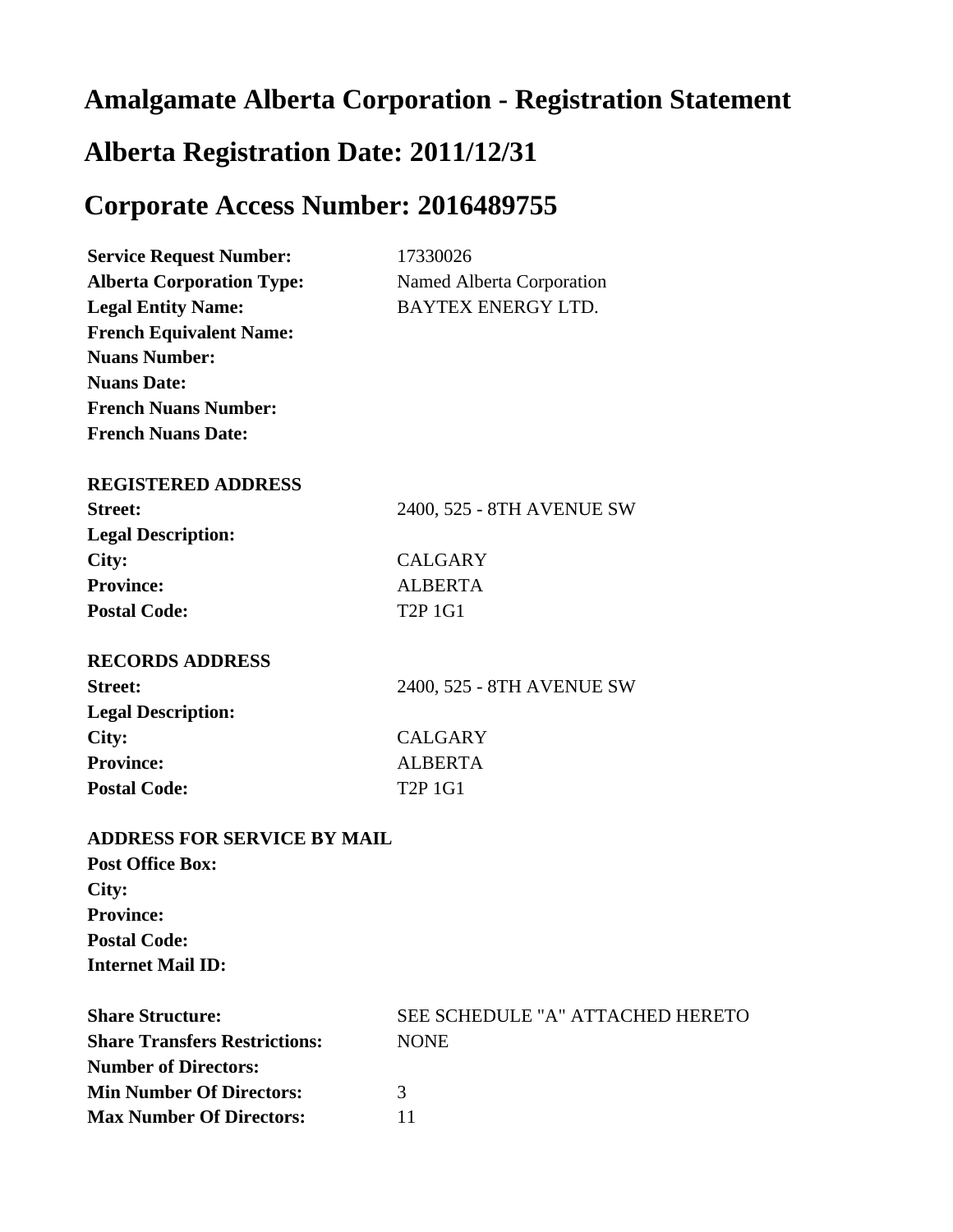# Amalgamate Alberta Corporation - Registration Statement

# Alberta Registration Date: 2011/12/31

# Corporate Access Number: 2016489755

| | |
|---|---|
| **Service Request Number:** | 17330026 |
| **Alberta Corporation Type:** | Named Alberta Corporation |
| **Legal Entity Name:** | BAYTEX ENERGY LTD. |
| **French Equivalent Name:** | |
| **Nuans Number:** | |
| **Nuans Date:** | |
| **French Nuans Number:** | |
| **French Nuans Date:** | |

**REGISTERED ADDRESS**

| | |
|---|---|
| **Street:** | 2400, 525 - 8TH AVENUE SW |
| **Legal Description:** | |
| **City:** | CALGARY |
| **Province:** | ALBERTA |
| **Postal Code:** | T2P 1G1 |

**RECORDS ADDRESS**

| | |
|---|---|
| **Street:** | 2400, 525 - 8TH AVENUE SW |
| **Legal Description:** | |
| **City:** | CALGARY |
| **Province:** | ALBERTA |
| **Postal Code:** | T2P 1G1 |

**ADDRESS FOR SERVICE BY MAIL**

| | |
|---|---|
| **Post Office Box:** | |
| **City:** | |
| **Province:** | |
| **Postal Code:** | |
| **Internet Mail ID:** | |

| | |
|---|---|
| **Share Structure:** | SEE SCHEDULE "A" ATTACHED HERETO |
| **Share Transfers Restrictions:** | NONE |
| **Number of Directors:** | |
| **Min Number Of Directors:** | 3 |
| **Max Number Of Directors:** | 11 |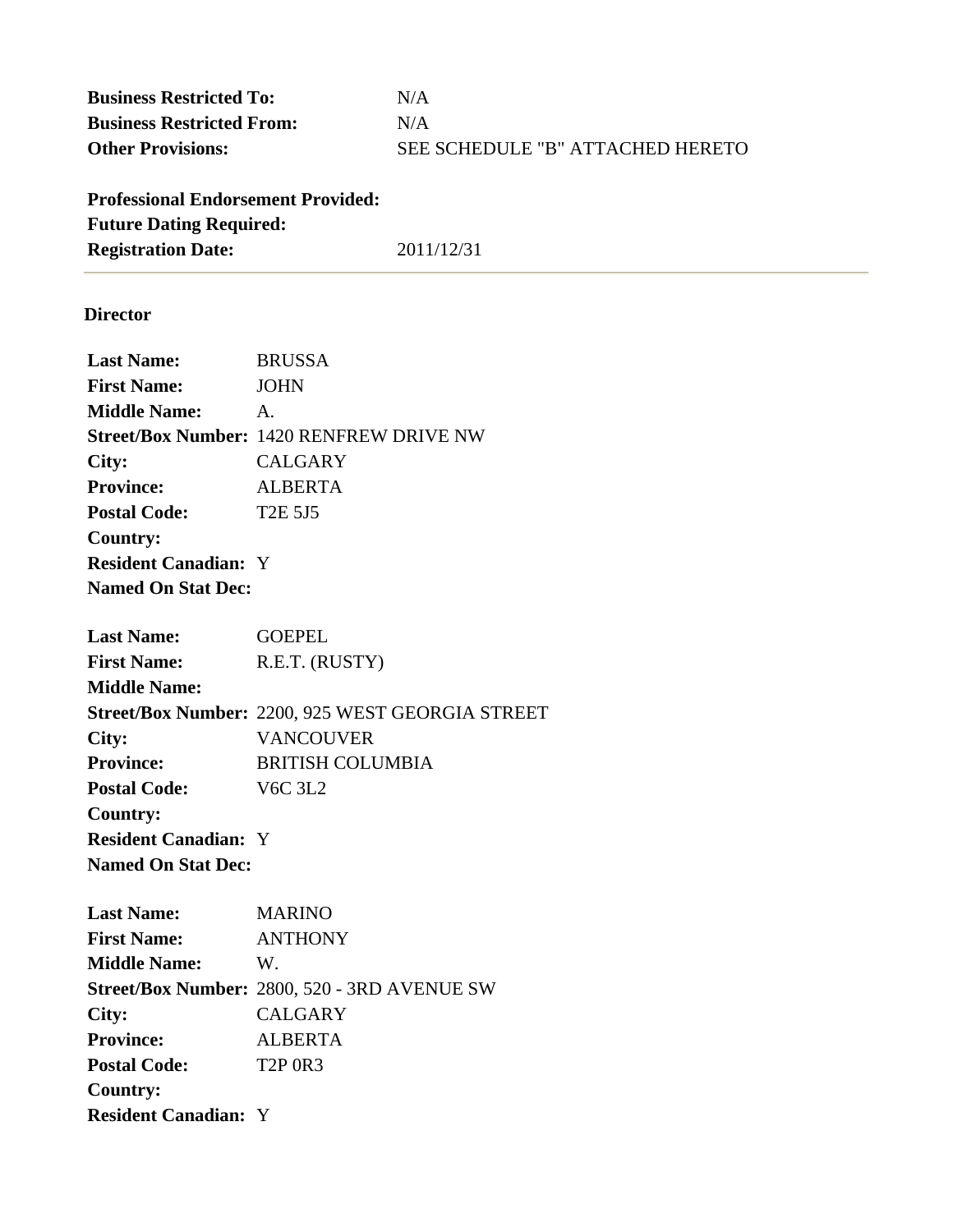| | |
|---|---|
| **Business Restricted To:** | N/A |
| **Business Restricted From:** | N/A |
| **Other Provisions:** | SEE SCHEDULE "B" ATTACHED HERETO |

| | |
|---|---|
| **Professional Endorsement Provided:** | |
| **Future Dating Required:** | |
| **Registration Date:** | 2011/12/31 |

---

### Director

| | |
|---|---|
| **Last Name:** | BRUSSA |
| **First Name:** | JOHN |
| **Middle Name:** | A. |
| **Street/Box Number:** | 1420 RENFREW DRIVE NW |
| **City:** | CALGARY |
| **Province:** | ALBERTA |
| **Postal Code:** | T2E 5J5 |
| **Country:** | |
| **Resident Canadian:** | Y |
| **Named On Stat Dec:** | |

| | |
|---|---|
| **Last Name:** | GOEPEL |
| **First Name:** | R.E.T. (RUSTY) |
| **Middle Name:** | |
| **Street/Box Number:** | 2200, 925 WEST GEORGIA STREET |
| **City:** | VANCOUVER |
| **Province:** | BRITISH COLUMBIA |
| **Postal Code:** | V6C 3L2 |
| **Country:** | |
| **Resident Canadian:** | Y |
| **Named On Stat Dec:** | |

| | |
|---|---|
| **Last Name:** | MARINO |
| **First Name:** | ANTHONY |
| **Middle Name:** | W. |
| **Street/Box Number:** | 2800, 520 - 3RD AVENUE SW |
| **City:** | CALGARY |
| **Province:** | ALBERTA |
| **Postal Code:** | T2P 0R3 |
| **Country:** | |
| **Resident Canadian:** | Y |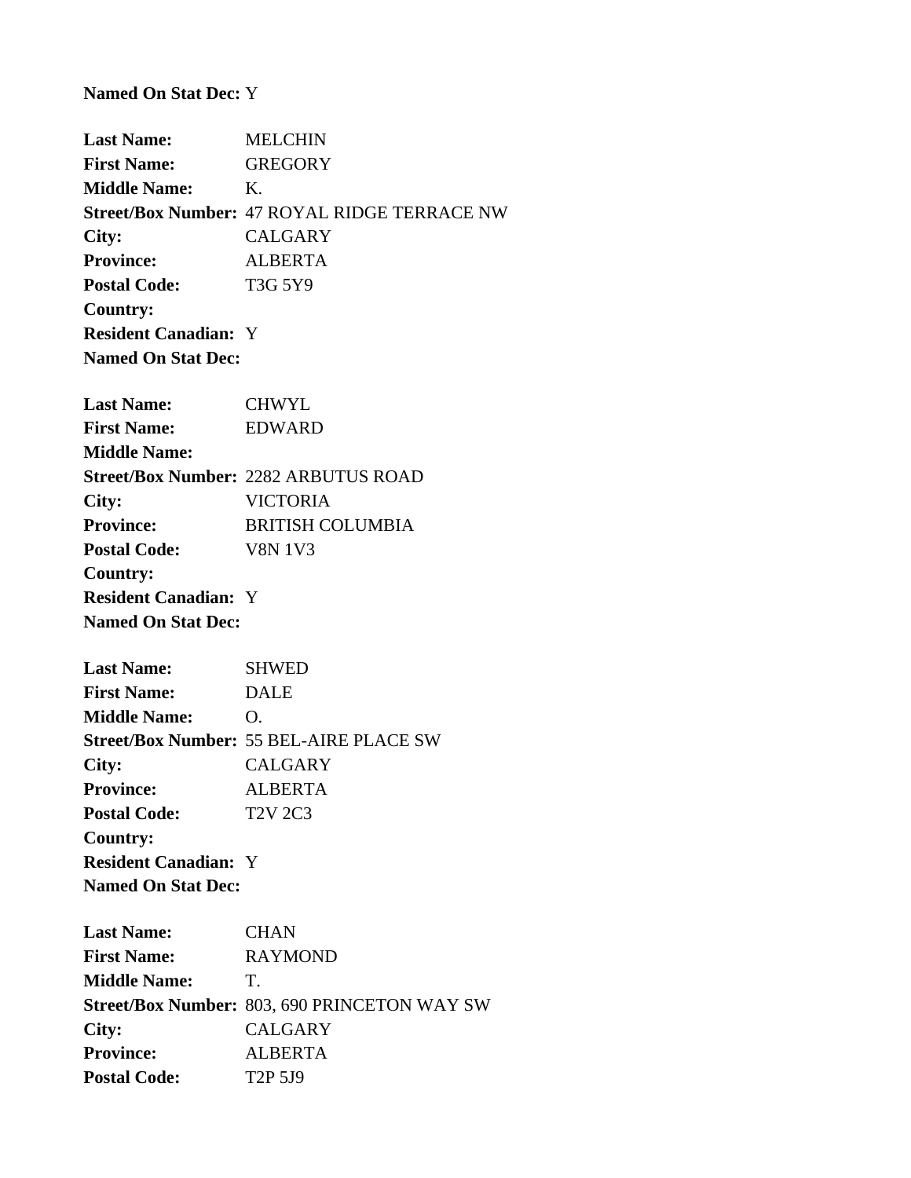**Named On Stat Dec:** Y

**Last Name:** MELCHIN
**First Name:** GREGORY
**Middle Name:** K.
**Street/Box Number:** 47 ROYAL RIDGE TERRACE NW
**City:** CALGARY
**Province:** ALBERTA
**Postal Code:** T3G 5Y9
**Country:**
**Resident Canadian:** Y
**Named On Stat Dec:**

**Last Name:** CHWYL
**First Name:** EDWARD
**Middle Name:**
**Street/Box Number:** 2282 ARBUTUS ROAD
**City:** VICTORIA
**Province:** BRITISH COLUMBIA
**Postal Code:** V8N 1V3
**Country:**
**Resident Canadian:** Y
**Named On Stat Dec:**

**Last Name:** SHWED
**First Name:** DALE
**Middle Name:** O.
**Street/Box Number:** 55 BEL-AIRE PLACE SW
**City:** CALGARY
**Province:** ALBERTA
**Postal Code:** T2V 2C3
**Country:**
**Resident Canadian:** Y
**Named On Stat Dec:**

**Last Name:** CHAN
**First Name:** RAYMOND
**Middle Name:** T.
**Street/Box Number:** 803, 690 PRINCETON WAY SW
**City:** CALGARY
**Province:** ALBERTA
**Postal Code:** T2P 5J9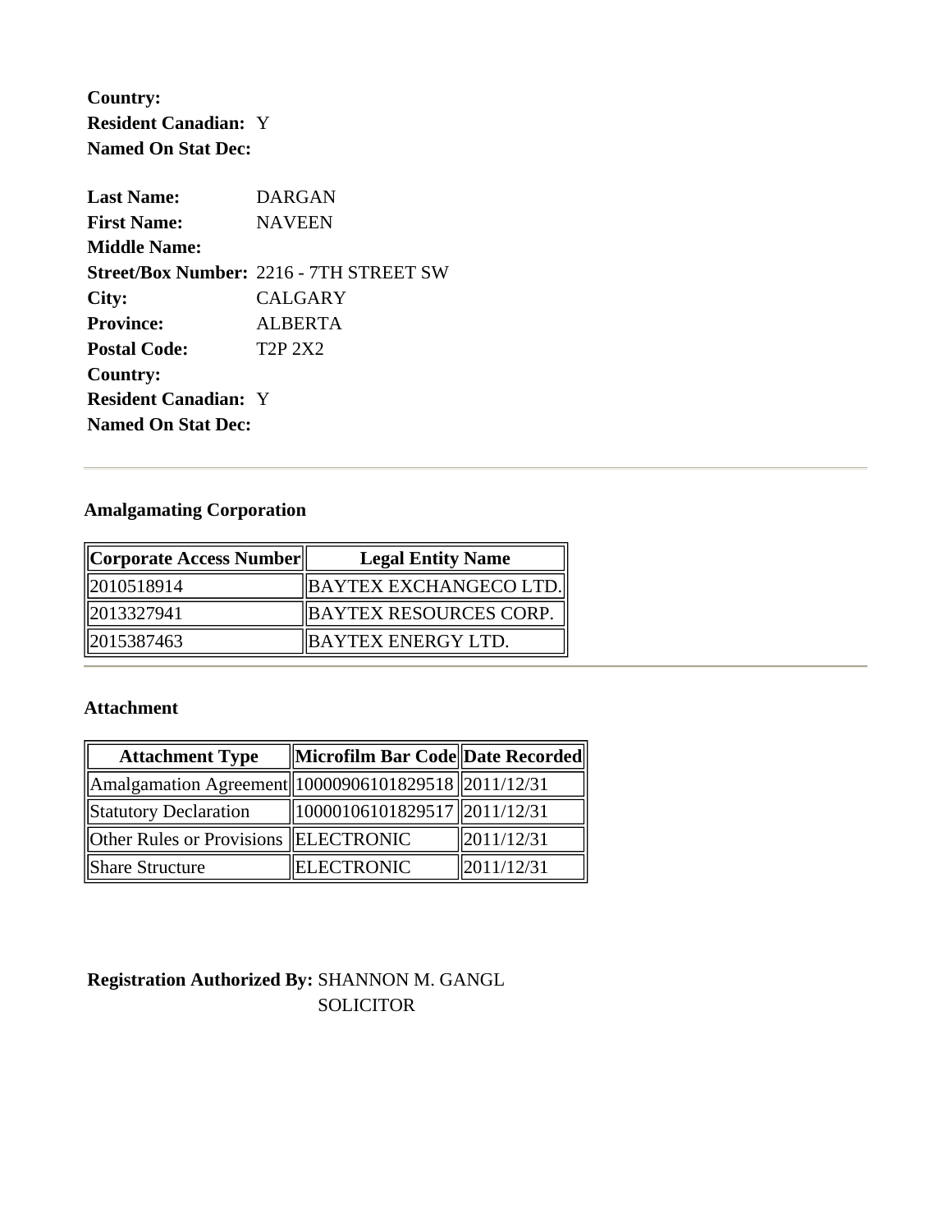**Country:**
**Resident Canadian:** Y
**Named On Stat Dec:**

**Last Name:** DARGAN
**First Name:** NAVEEN
**Middle Name:**
**Street/Box Number:** 2216 - 7TH STREET SW
**City:** CALGARY
**Province:** ALBERTA
**Postal Code:** T2P 2X2
**Country:**
**Resident Canadian:** Y
**Named On Stat Dec:**

---

### Amalgamating Corporation

| Corporate Access Number | Legal Entity Name |
|---|---|
| 2010518914 | BAYTEX EXCHANGECO LTD. |
| 2013327941 | BAYTEX RESOURCES CORP. |
| 2015387463 | BAYTEX ENERGY LTD. |

---

### Attachment

| Attachment Type | Microfilm Bar Code | Date Recorded |
|---|---|---|
| Amalgamation Agreement | 10000906101829518 | 2011/12/31 |
| Statutory Declaration | 10000106101829517 | 2011/12/31 |
| Other Rules or Provisions | ELECTRONIC | 2011/12/31 |
| Share Structure | ELECTRONIC | 2011/12/31 |

**Registration Authorized By:** SHANNON M. GANGL
SOLICITOR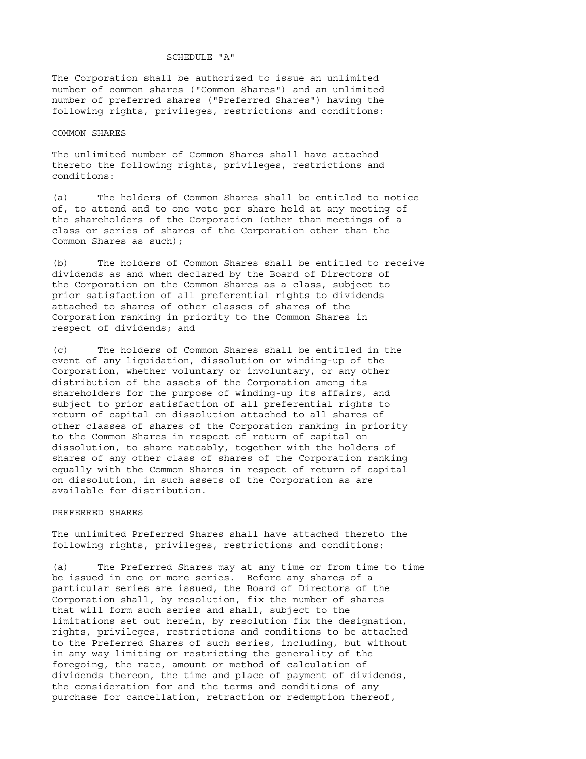SCHEDULE "A"

The Corporation shall be authorized to issue an unlimited number of common shares ("Common Shares") and an unlimited number of preferred shares ("Preferred Shares") having the following rights, privileges, restrictions and conditions:

COMMON SHARES

The unlimited number of Common Shares shall have attached thereto the following rights, privileges, restrictions and conditions:

(a) The holders of Common Shares shall be entitled to notice of, to attend and to one vote per share held at any meeting of the shareholders of the Corporation (other than meetings of a class or series of shares of the Corporation other than the Common Shares as such);

(b) The holders of Common Shares shall be entitled to receive dividends as and when declared by the Board of Directors of the Corporation on the Common Shares as a class, subject to prior satisfaction of all preferential rights to dividends attached to shares of other classes of shares of the Corporation ranking in priority to the Common Shares in respect of dividends; and

(c) The holders of Common Shares shall be entitled in the event of any liquidation, dissolution or winding-up of the Corporation, whether voluntary or involuntary, or any other distribution of the assets of the Corporation among its shareholders for the purpose of winding-up its affairs, and subject to prior satisfaction of all preferential rights to return of capital on dissolution attached to all shares of other classes of shares of the Corporation ranking in priority to the Common Shares in respect of return of capital on dissolution, to share rateably, together with the holders of shares of any other class of shares of the Corporation ranking equally with the Common Shares in respect of return of capital on dissolution, in such assets of the Corporation as are available for distribution.

PREFERRED SHARES

The unlimited Preferred Shares shall have attached thereto the following rights, privileges, restrictions and conditions:

(a) The Preferred Shares may at any time or from time to time be issued in one or more series. Before any shares of a particular series are issued, the Board of Directors of the Corporation shall, by resolution, fix the number of shares that will form such series and shall, subject to the limitations set out herein, by resolution fix the designation, rights, privileges, restrictions and conditions to be attached to the Preferred Shares of such series, including, but without in any way limiting or restricting the generality of the foregoing, the rate, amount or method of calculation of dividends thereon, the time and place of payment of dividends, the consideration for and the terms and conditions of any purchase for cancellation, retraction or redemption thereof,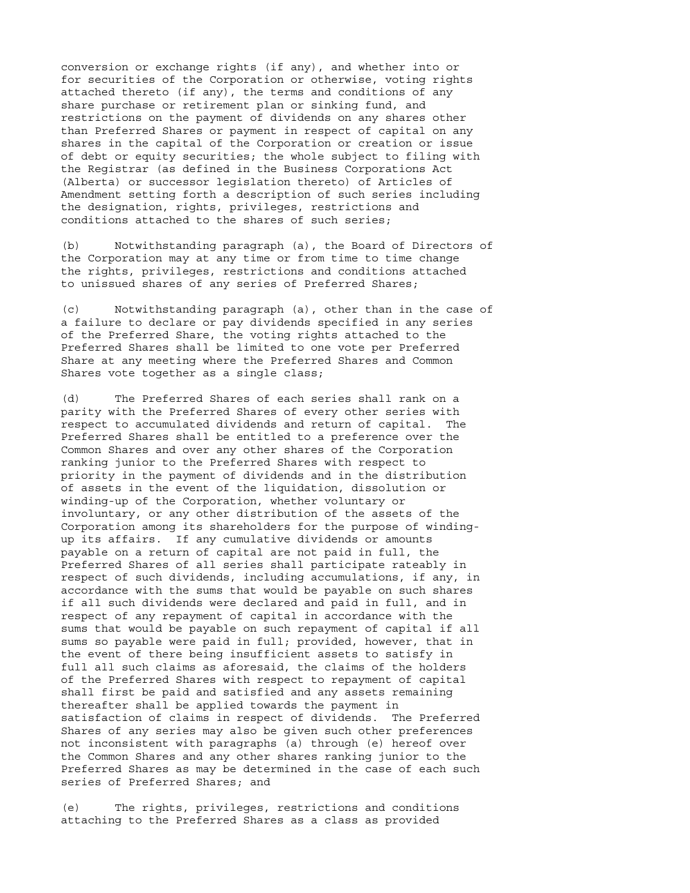conversion or exchange rights (if any), and whether into or for securities of the Corporation or otherwise, voting rights attached thereto (if any), the terms and conditions of any share purchase or retirement plan or sinking fund, and restrictions on the payment of dividends on any shares other than Preferred Shares or payment in respect of capital on any shares in the capital of the Corporation or creation or issue of debt or equity securities; the whole subject to filing with the Registrar (as defined in the Business Corporations Act (Alberta) or successor legislation thereto) of Articles of Amendment setting forth a description of such series including the designation, rights, privileges, restrictions and conditions attached to the shares of such series;

(b) Notwithstanding paragraph (a), the Board of Directors of the Corporation may at any time or from time to time change the rights, privileges, restrictions and conditions attached to unissued shares of any series of Preferred Shares;

(c) Notwithstanding paragraph (a), other than in the case of a failure to declare or pay dividends specified in any series of the Preferred Share, the voting rights attached to the Preferred Shares shall be limited to one vote per Preferred Share at any meeting where the Preferred Shares and Common Shares vote together as a single class;

(d) The Preferred Shares of each series shall rank on a parity with the Preferred Shares of every other series with respect to accumulated dividends and return of capital. The Preferred Shares shall be entitled to a preference over the Common Shares and over any other shares of the Corporation ranking junior to the Preferred Shares with respect to priority in the payment of dividends and in the distribution of assets in the event of the liquidation, dissolution or winding-up of the Corporation, whether voluntary or involuntary, or any other distribution of the assets of the Corporation among its shareholders for the purpose of winding-up its affairs. If any cumulative dividends or amounts payable on a return of capital are not paid in full, the Preferred Shares of all series shall participate rateably in respect of such dividends, including accumulations, if any, in accordance with the sums that would be payable on such shares if all such dividends were declared and paid in full, and in respect of any repayment of capital in accordance with the sums that would be payable on such repayment of capital if all sums so payable were paid in full; provided, however, that in the event of there being insufficient assets to satisfy in full all such claims as aforesaid, the claims of the holders of the Preferred Shares with respect to repayment of capital shall first be paid and satisfied and any assets remaining thereafter shall be applied towards the payment in satisfaction of claims in respect of dividends. The Preferred Shares of any series may also be given such other preferences not inconsistent with paragraphs (a) through (e) hereof over the Common Shares and any other shares ranking junior to the Preferred Shares as may be determined in the case of each such series of Preferred Shares; and

(e) The rights, privileges, restrictions and conditions attaching to the Preferred Shares as a class as provided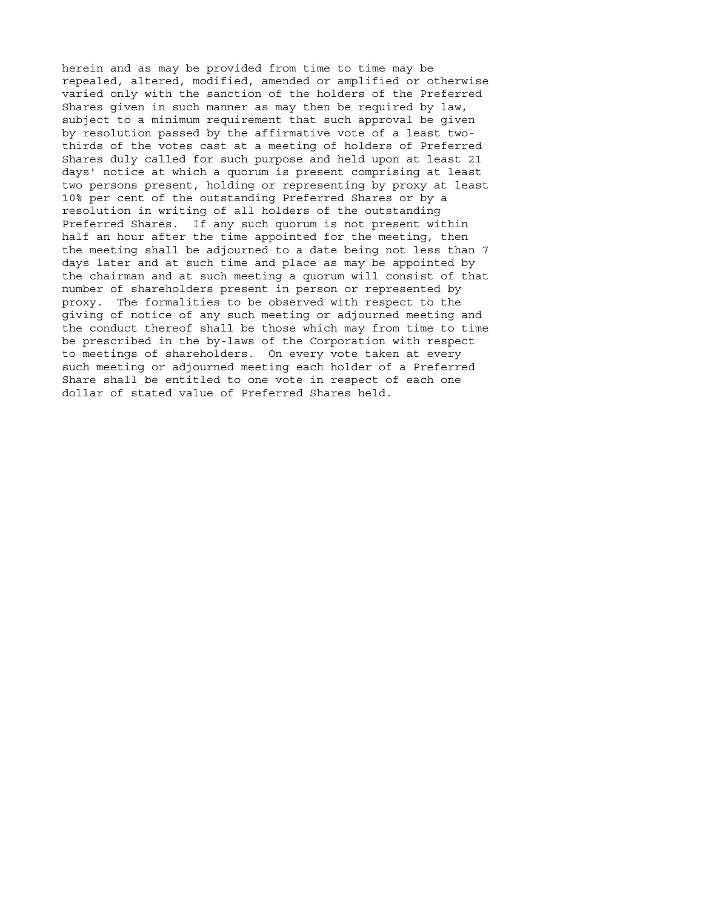herein and as may be provided from time to time may be repealed, altered, modified, amended or amplified or otherwise varied only with the sanction of the holders of the Preferred Shares given in such manner as may then be required by law, subject to a minimum requirement that such approval be given by resolution passed by the affirmative vote of a least two-thirds of the votes cast at a meeting of holders of Preferred Shares duly called for such purpose and held upon at least 21 days' notice at which a quorum is present comprising at least two persons present, holding or representing by proxy at least 10% per cent of the outstanding Preferred Shares or by a resolution in writing of all holders of the outstanding Preferred Shares. If any such quorum is not present within half an hour after the time appointed for the meeting, then the meeting shall be adjourned to a date being not less than 7 days later and at such time and place as may be appointed by the chairman and at such meeting a quorum will consist of that number of shareholders present in person or represented by proxy. The formalities to be observed with respect to the giving of notice of any such meeting or adjourned meeting and the conduct thereof shall be those which may from time to time be prescribed in the by-laws of the Corporation with respect to meetings of shareholders. On every vote taken at every such meeting or adjourned meeting each holder of a Preferred Share shall be entitled to one vote in respect of each one dollar of stated value of Preferred Shares held.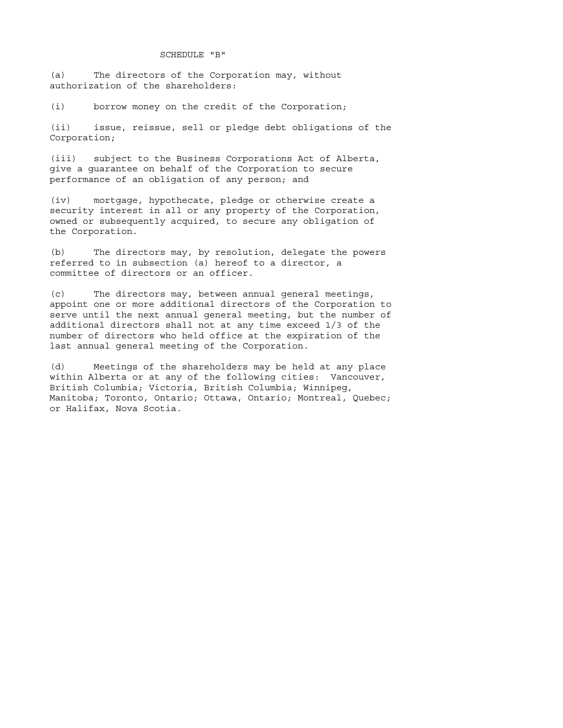# SCHEDULE "B"

(a) The directors of the Corporation may, without authorization of the shareholders:

(i) borrow money on the credit of the Corporation;

(ii) issue, reissue, sell or pledge debt obligations of the Corporation;

(iii) subject to the Business Corporations Act of Alberta, give a guarantee on behalf of the Corporation to secure performance of an obligation of any person; and

(iv) mortgage, hypothecate, pledge or otherwise create a security interest in all or any property of the Corporation, owned or subsequently acquired, to secure any obligation of the Corporation.

(b) The directors may, by resolution, delegate the powers referred to in subsection (a) hereof to a director, a committee of directors or an officer.

(c) The directors may, between annual general meetings, appoint one or more additional directors of the Corporation to serve until the next annual general meeting, but the number of additional directors shall not at any time exceed 1/3 of the number of directors who held office at the expiration of the last annual general meeting of the Corporation.

(d) Meetings of the shareholders may be held at any place within Alberta or at any of the following cities: Vancouver, British Columbia; Victoria, British Columbia; Winnipeg, Manitoba; Toronto, Ontario; Ottawa, Ontario; Montreal, Quebec; or Halifax, Nova Scotia.